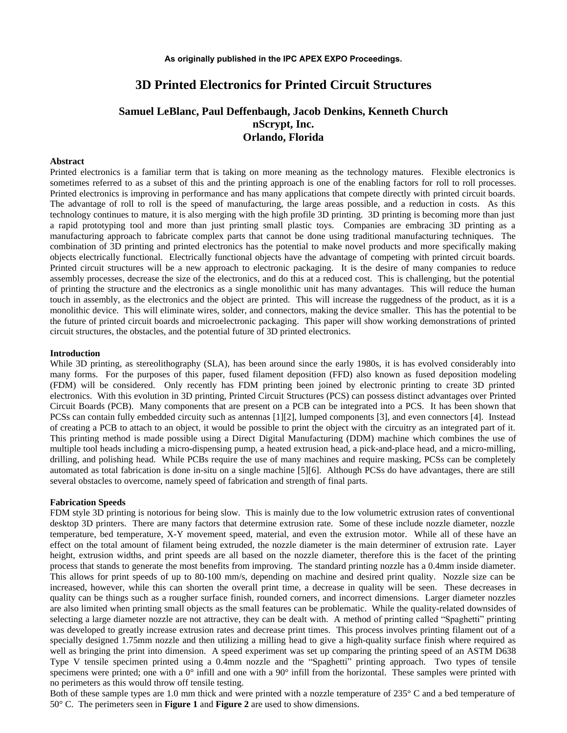**As originally published in the IPC APEX EXPO Proceedings.**

# 3D Printed Electronics for Printed Circuit Structures

**Samuel LeBlanc, Paul Deffenbaugh, Jacob Denkins, Kenneth Church**
**nScrypt, Inc.**
**Orlando, Florida**

## Abstract

Printed electronics is a familiar term that is taking on more meaning as the technology matures. Flexible electronics is sometimes referred to as a subset of this and the printing approach is one of the enabling factors for roll to roll processes. Printed electronics is improving in performance and has many applications that compete directly with printed circuit boards. The advantage of roll to roll is the speed of manufacturing, the large areas possible, and a reduction in costs. As this technology continues to mature, it is also merging with the high profile 3D printing. 3D printing is becoming more than just a rapid prototyping tool and more than just printing small plastic toys. Companies are embracing 3D printing as a manufacturing approach to fabricate complex parts that cannot be done using traditional manufacturing techniques. The combination of 3D printing and printed electronics has the potential to make novel products and more specifically making objects electrically functional. Electrically functional objects have the advantage of competing with printed circuit boards. Printed circuit structures will be a new approach to electronic packaging. It is the desire of many companies to reduce assembly processes, decrease the size of the electronics, and do this at a reduced cost. This is challenging, but the potential of printing the structure and the electronics as a single monolithic unit has many advantages. This will reduce the human touch in assembly, as the electronics and the object are printed. This will increase the ruggedness of the product, as it is a monolithic device. This will eliminate wires, solder, and connectors, making the device smaller. This has the potential to be the future of printed circuit boards and microelectronic packaging. This paper will show working demonstrations of printed circuit structures, the obstacles, and the potential future of 3D printed electronics.

## Introduction

While 3D printing, as stereolithography (SLA), has been around since the early 1980s, it is has evolved considerably into many forms. For the purposes of this paper, fused filament deposition (FFD) also known as fused deposition modeling (FDM) will be considered. Only recently has FDM printing been joined by electronic printing to create 3D printed electronics. With this evolution in 3D printing, Printed Circuit Structures (PCS) can possess distinct advantages over Printed Circuit Boards (PCB). Many components that are present on a PCB can be integrated into a PCS. It has been shown that PCSs can contain fully embedded circuity such as antennas [1][2], lumped components [3], and even connectors [4]. Instead of creating a PCB to attach to an object, it would be possible to print the object with the circuitry as an integrated part of it. This printing method is made possible using a Direct Digital Manufacturing (DDM) machine which combines the use of multiple tool heads including a micro-dispensing pump, a heated extrusion head, a pick-and-place head, and a micro-milling, drilling, and polishing head. While PCBs require the use of many machines and require masking, PCSs can be completely automated as total fabrication is done in-situ on a single machine [5][6]. Although PCSs do have advantages, there are still several obstacles to overcome, namely speed of fabrication and strength of final parts.

## Fabrication Speeds

FDM style 3D printing is notorious for being slow. This is mainly due to the low volumetric extrusion rates of conventional desktop 3D printers. There are many factors that determine extrusion rate. Some of these include nozzle diameter, nozzle temperature, bed temperature, X-Y movement speed, material, and even the extrusion motor. While all of these have an effect on the total amount of filament being extruded, the nozzle diameter is the main determiner of extrusion rate. Layer height, extrusion widths, and print speeds are all based on the nozzle diameter, therefore this is the facet of the printing process that stands to generate the most benefits from improving. The standard printing nozzle has a 0.4mm inside diameter. This allows for print speeds of up to 80-100 mm/s, depending on machine and desired print quality. Nozzle size can be increased, however, while this can shorten the overall print time, a decrease in quality will be seen. These decreases in quality can be things such as a rougher surface finish, rounded corners, and incorrect dimensions. Larger diameter nozzles are also limited when printing small objects as the small features can be problematic. While the quality-related downsides of selecting a large diameter nozzle are not attractive, they can be dealt with. A method of printing called "Spaghetti" printing was developed to greatly increase extrusion rates and decrease print times. This process involves printing filament out of a specially designed 1.75mm nozzle and then utilizing a milling head to give a high-quality surface finish where required as well as bringing the print into dimension. A speed experiment was set up comparing the printing speed of an ASTM D638 Type V tensile specimen printed using a 0.4mm nozzle and the "Spaghetti" printing approach. Two types of tensile specimens were printed; one with a 0° infill and one with a 90° infill from the horizontal. These samples were printed with no perimeters as this would throw off tensile testing.

Both of these sample types are 1.0 mm thick and were printed with a nozzle temperature of 235° C and a bed temperature of 50° C. The perimeters seen in **Figure 1** and **Figure 2** are used to show dimensions.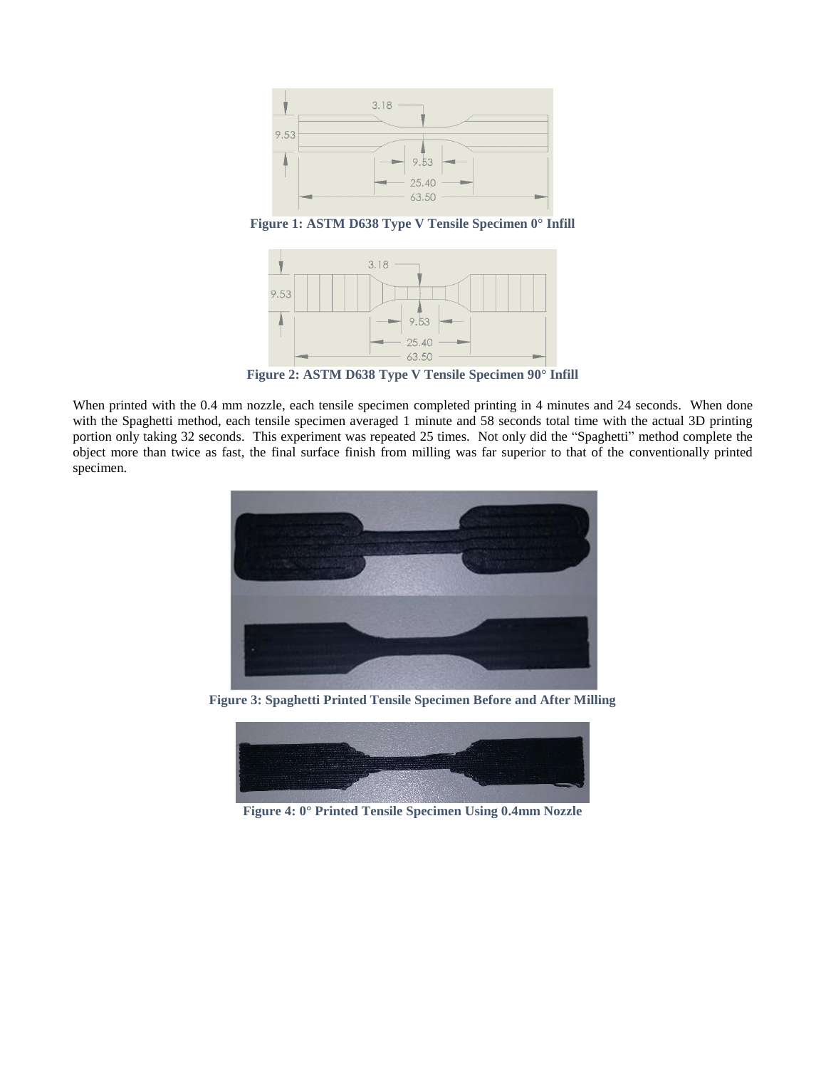Figure 1: ASTM D638 Type V Tensile Specimen 0° Infill

Figure 2: ASTM D638 Type V Tensile Specimen 90° Infill

When printed with the 0.4 mm nozzle, each tensile specimen completed printing in 4 minutes and 24 seconds. When done with the Spaghetti method, each tensile specimen averaged 1 minute and 58 seconds total time with the actual 3D printing portion only taking 32 seconds. This experiment was repeated 25 times. Not only did the "Spaghetti" method complete the object more than twice as fast, the final surface finish from milling was far superior to that of the conventionally printed specimen.

Figure 3: Spaghetti Printed Tensile Specimen Before and After Milling

Figure 4: 0° Printed Tensile Specimen Using 0.4mm Nozzle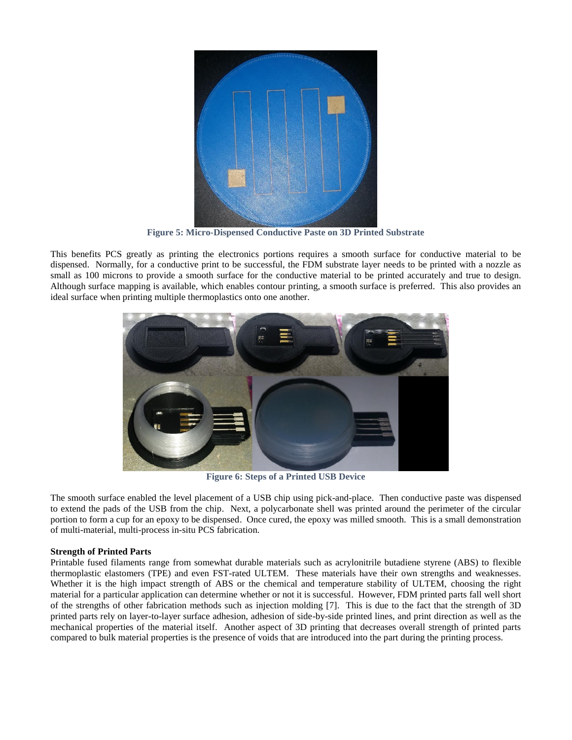**Figure 5: Micro-Dispensed Conductive Paste on 3D Printed Substrate**

This benefits PCS greatly as printing the electronics portions requires a smooth surface for conductive material to be dispensed. Normally, for a conductive print to be successful, the FDM substrate layer needs to be printed with a nozzle as small as 100 microns to provide a smooth surface for the conductive material to be printed accurately and true to design. Although surface mapping is available, which enables contour printing, a smooth surface is preferred. This also provides an ideal surface when printing multiple thermoplastics onto one another.

**Figure 6: Steps of a Printed USB Device**

The smooth surface enabled the level placement of a USB chip using pick-and-place. Then conductive paste was dispensed to extend the pads of the USB from the chip. Next, a polycarbonate shell was printed around the perimeter of the circular portion to form a cup for an epoxy to be dispensed. Once cured, the epoxy was milled smooth. This is a small demonstration of multi-material, multi-process in-situ PCS fabrication.

**Strength of Printed Parts**

Printable fused filaments range from somewhat durable materials such as acrylonitrile butadiene styrene (ABS) to flexible thermoplastic elastomers (TPE) and even FST-rated ULTEM. These materials have their own strengths and weaknesses. Whether it is the high impact strength of ABS or the chemical and temperature stability of ULTEM, choosing the right material for a particular application can determine whether or not it is successful. However, FDM printed parts fall well short of the strengths of other fabrication methods such as injection molding [7]. This is due to the fact that the strength of 3D printed parts rely on layer-to-layer surface adhesion, adhesion of side-by-side printed lines, and print direction as well as the mechanical properties of the material itself. Another aspect of 3D printing that decreases overall strength of printed parts compared to bulk material properties is the presence of voids that are introduced into the part during the printing process.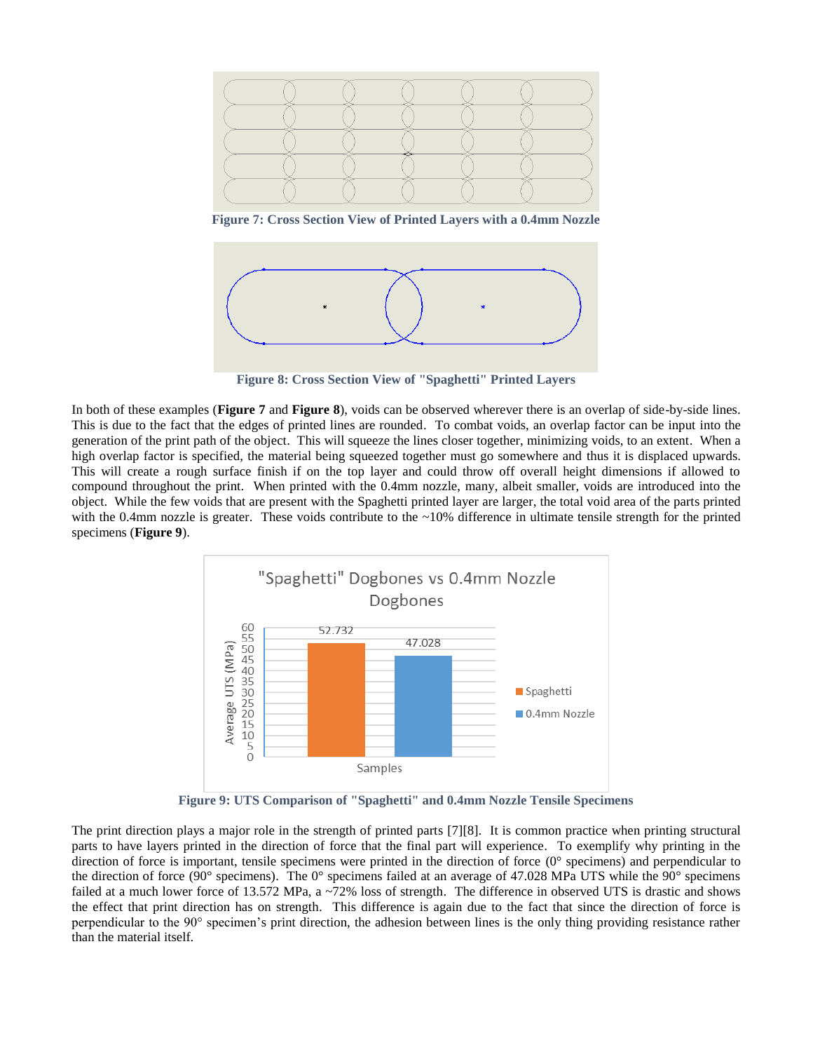Figure 7: Cross Section View of Printed Layers with a 0.4mm Nozzle

Figure 8: Cross Section View of "Spaghetti" Printed Layers

In both of these examples (**Figure 7** and **Figure 8**), voids can be observed wherever there is an overlap of side-by-side lines. This is due to the fact that the edges of printed lines are rounded. To combat voids, an overlap factor can be input into the generation of the print path of the object. This will squeeze the lines closer together, minimizing voids, to an extent. When a high overlap factor is specified, the material being squeezed together must go somewhere and thus it is displaced upwards. This will create a rough surface finish if on the top layer and could throw off overall height dimensions if allowed to compound throughout the print. When printed with the 0.4mm nozzle, many, albeit smaller, voids are introduced into the object. While the few voids that are present with the Spaghetti printed layer are larger, the total void area of the parts printed with the 0.4mm nozzle is greater. These voids contribute to the ~10% difference in ultimate tensile strength for the printed specimens (**Figure 9**).

Figure 9: UTS Comparison of "Spaghetti" and 0.4mm Nozzle Tensile Specimens

The print direction plays a major role in the strength of printed parts [7][8]. It is common practice when printing structural parts to have layers printed in the direction of force that the final part will experience. To exemplify why printing in the direction of force is important, tensile specimens were printed in the direction of force (0° specimens) and perpendicular to the direction of force (90° specimens). The 0° specimens failed at an average of 47.028 MPa UTS while the 90° specimens failed at a much lower force of 13.572 MPa, a ~72% loss of strength. The difference in observed UTS is drastic and shows the effect that print direction has on strength. This difference is again due to the fact that since the direction of force is perpendicular to the 90° specimen's print direction, the adhesion between lines is the only thing providing resistance rather than the material itself.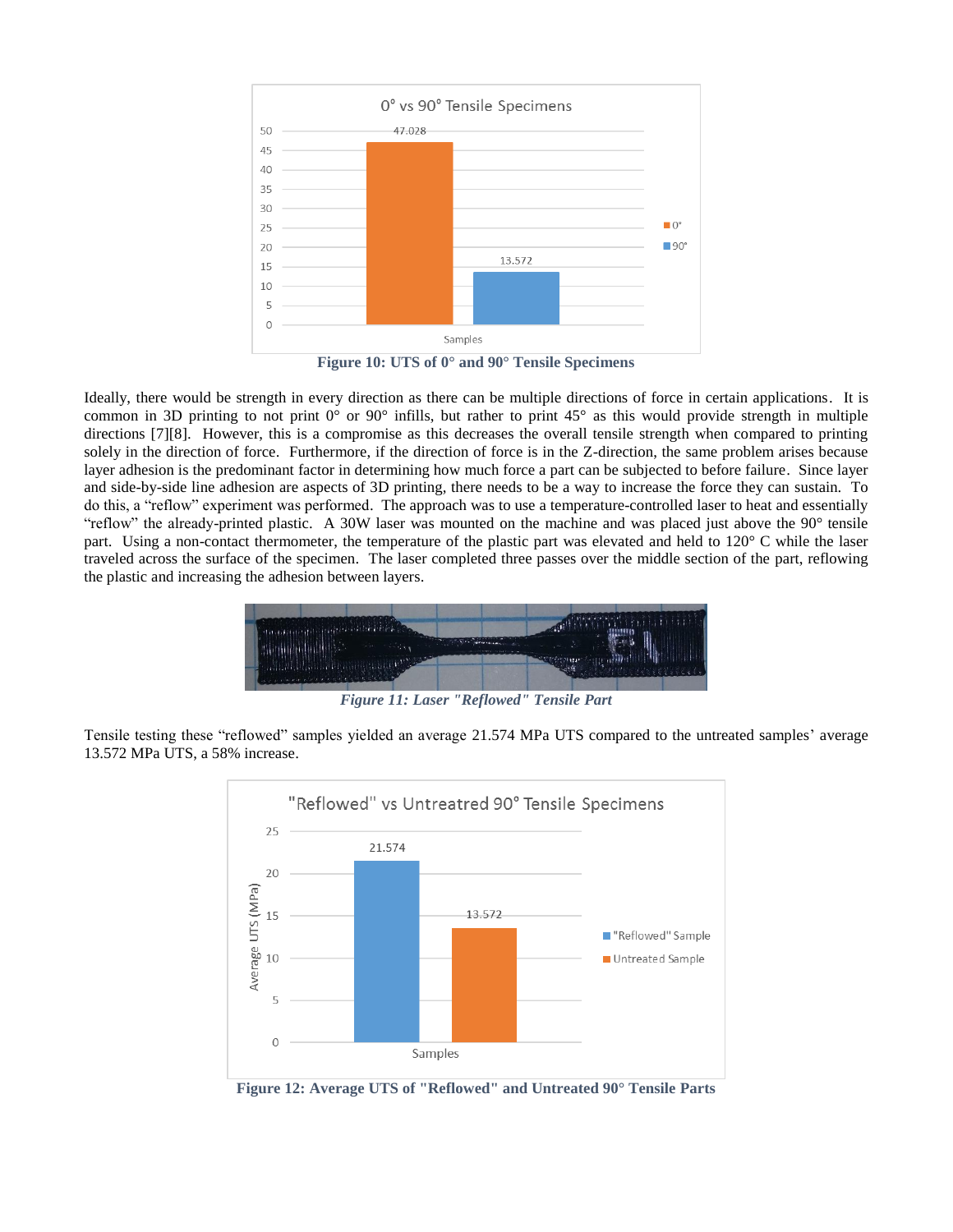Figure 10: UTS of 0° and 90° Tensile Specimens

Ideally, there would be strength in every direction as there can be multiple directions of force in certain applications. It is common in 3D printing to not print 0° or 90° infills, but rather to print 45° as this would provide strength in multiple directions [7][8]. However, this is a compromise as this decreases the overall tensile strength when compared to printing solely in the direction of force. Furthermore, if the direction of force is in the Z-direction, the same problem arises because layer adhesion is the predominant factor in determining how much force a part can be subjected to before failure. Since layer and side-by-side line adhesion are aspects of 3D printing, there needs to be a way to increase the force they can sustain. To do this, a "reflow" experiment was performed. The approach was to use a temperature-controlled laser to heat and essentially "reflow" the already-printed plastic. A 30W laser was mounted on the machine and was placed just above the 90° tensile part. Using a non-contact thermometer, the temperature of the plastic part was elevated and held to 120° C while the laser traveled across the surface of the specimen. The laser completed three passes over the middle section of the part, reflowing the plastic and increasing the adhesion between layers.

*Figure 11: Laser "Reflowed" Tensile Part*

Tensile testing these "reflowed" samples yielded an average 21.574 MPa UTS compared to the untreated samples' average 13.572 MPa UTS, a 58% increase.

Figure 12: Average UTS of "Reflowed" and Untreated 90° Tensile Parts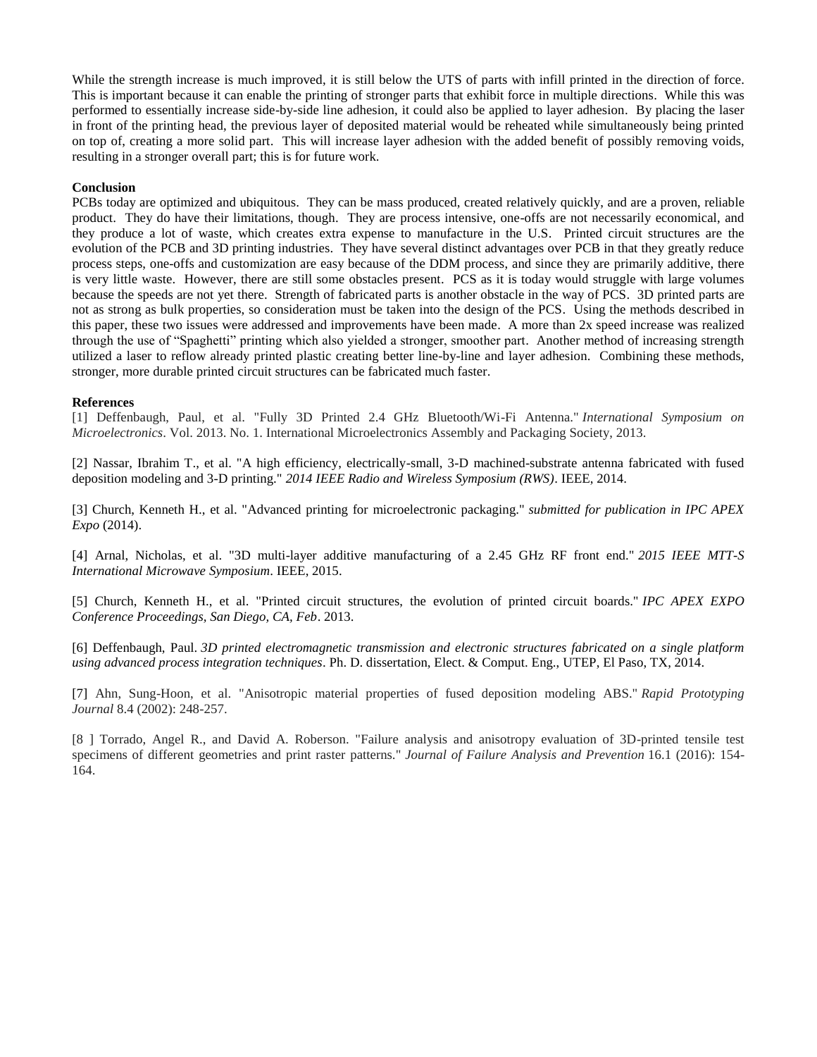While the strength increase is much improved, it is still below the UTS of parts with infill printed in the direction of force. This is important because it can enable the printing of stronger parts that exhibit force in multiple directions. While this was performed to essentially increase side-by-side line adhesion, it could also be applied to layer adhesion. By placing the laser in front of the printing head, the previous layer of deposited material would be reheated while simultaneously being printed on top of, creating a more solid part. This will increase layer adhesion with the added benefit of possibly removing voids, resulting in a stronger overall part; this is for future work.

**Conclusion**

PCBs today are optimized and ubiquitous. They can be mass produced, created relatively quickly, and are a proven, reliable product. They do have their limitations, though. They are process intensive, one-offs are not necessarily economical, and they produce a lot of waste, which creates extra expense to manufacture in the U.S. Printed circuit structures are the evolution of the PCB and 3D printing industries. They have several distinct advantages over PCB in that they greatly reduce process steps, one-offs and customization are easy because of the DDM process, and since they are primarily additive, there is very little waste. However, there are still some obstacles present. PCS as it is today would struggle with large volumes because the speeds are not yet there. Strength of fabricated parts is another obstacle in the way of PCS. 3D printed parts are not as strong as bulk properties, so consideration must be taken into the design of the PCS. Using the methods described in this paper, these two issues were addressed and improvements have been made. A more than 2x speed increase was realized through the use of "Spaghetti" printing which also yielded a stronger, smoother part. Another method of increasing strength utilized a laser to reflow already printed plastic creating better line-by-line and layer adhesion. Combining these methods, stronger, more durable printed circuit structures can be fabricated much faster.

**References**

[1] Deffenbaugh, Paul, et al. "Fully 3D Printed 2.4 GHz Bluetooth/Wi-Fi Antenna." *International Symposium on Microelectronics*. Vol. 2013. No. 1. International Microelectronics Assembly and Packaging Society, 2013.

[2] Nassar, Ibrahim T., et al. "A high efficiency, electrically-small, 3-D machined-substrate antenna fabricated with fused deposition modeling and 3-D printing." *2014 IEEE Radio and Wireless Symposium (RWS)*. IEEE, 2014.

[3] Church, Kenneth H., et al. "Advanced printing for microelectronic packaging." *submitted for publication in IPC APEX Expo* (2014).

[4] Arnal, Nicholas, et al. "3D multi-layer additive manufacturing of a 2.45 GHz RF front end." *2015 IEEE MTT-S International Microwave Symposium*. IEEE, 2015.

[5] Church, Kenneth H., et al. "Printed circuit structures, the evolution of printed circuit boards." *IPC APEX EXPO Conference Proceedings, San Diego, CA, Feb*. 2013.

[6] Deffenbaugh, Paul. *3D printed electromagnetic transmission and electronic structures fabricated on a single platform using advanced process integration techniques*. Ph. D. dissertation, Elect. & Comput. Eng., UTEP, El Paso, TX, 2014.

[7] Ahn, Sung-Hoon, et al. "Anisotropic material properties of fused deposition modeling ABS." *Rapid Prototyping Journal* 8.4 (2002): 248-257.

[8 ] Torrado, Angel R., and David A. Roberson. "Failure analysis and anisotropy evaluation of 3D-printed tensile test specimens of different geometries and print raster patterns." *Journal of Failure Analysis and Prevention* 16.1 (2016): 154-164.